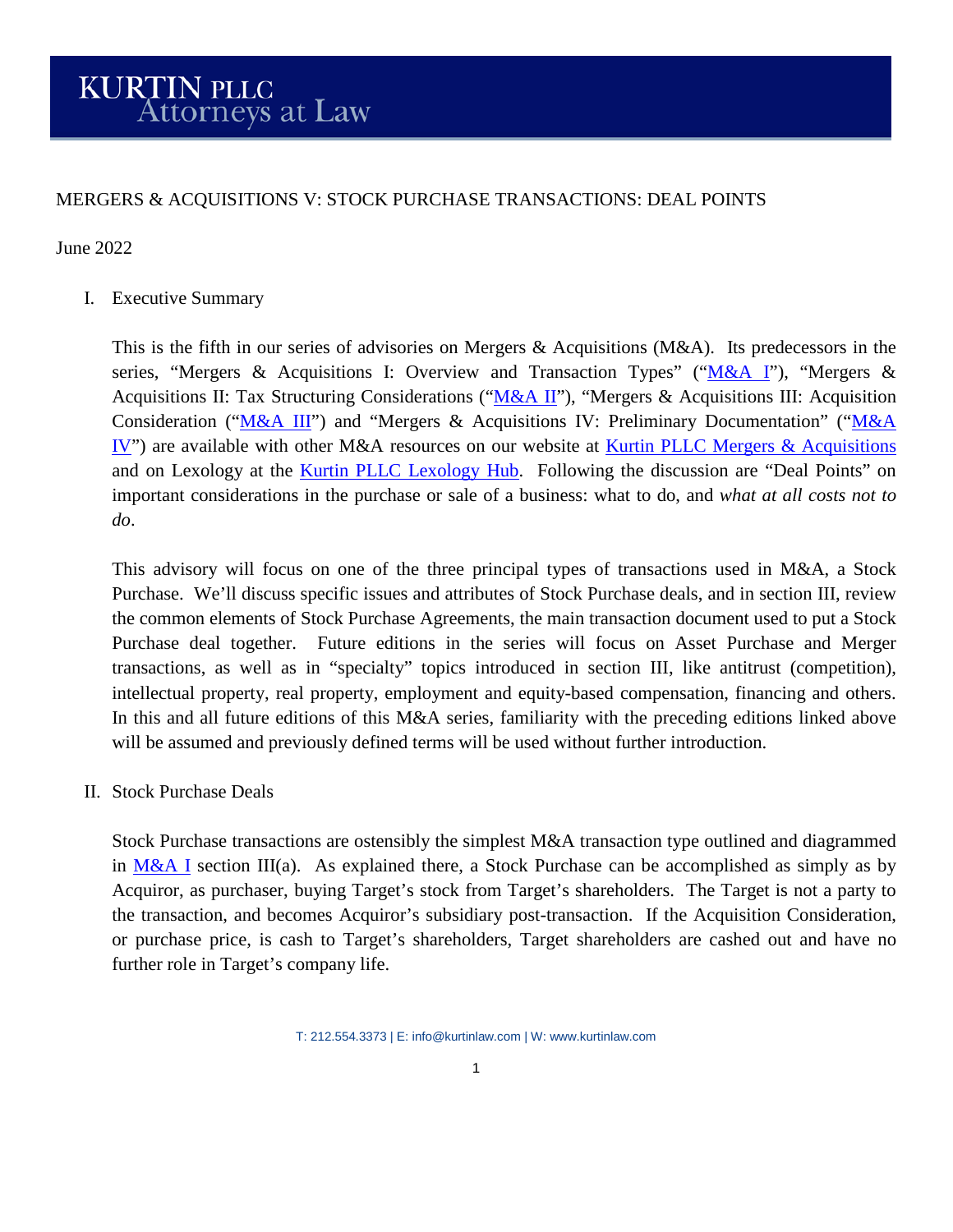# KURTIN PLLC
## Attorneys at Law

MERGERS & ACQUISITIONS V: STOCK PURCHASE TRANSACTIONS: DEAL POINTS

June 2022

## I. Executive Summary

This is the fifth in our series of advisories on Mergers & Acquisitions (M&A). Its predecessors in the series, "Mergers & Acquisitions I: Overview and Transaction Types" ("M&A I"), "Mergers & Acquisitions II: Tax Structuring Considerations ("M&A II"), "Mergers & Acquisitions III: Acquisition Consideration ("M&A III") and "Mergers & Acquisitions IV: Preliminary Documentation" ("M&A IV") are available with other M&A resources on our website at Kurtin PLLC Mergers & Acquisitions and on Lexology at the Kurtin PLLC Lexology Hub. Following the discussion are "Deal Points" on important considerations in the purchase or sale of a business: what to do, and *what at all costs not to do*.

This advisory will focus on one of the three principal types of transactions used in M&A, a Stock Purchase. We'll discuss specific issues and attributes of Stock Purchase deals, and in section III, review the common elements of Stock Purchase Agreements, the main transaction document used to put a Stock Purchase deal together. Future editions in the series will focus on Asset Purchase and Merger transactions, as well as in "specialty" topics introduced in section III, like antitrust (competition), intellectual property, real property, employment and equity-based compensation, financing and others. In this and all future editions of this M&A series, familiarity with the preceding editions linked above will be assumed and previously defined terms will be used without further introduction.

## II. Stock Purchase Deals

Stock Purchase transactions are ostensibly the simplest M&A transaction type outlined and diagrammed in M&A I section III(a). As explained there, a Stock Purchase can be accomplished as simply as by Acquiror, as purchaser, buying Target's stock from Target's shareholders. The Target is not a party to the transaction, and becomes Acquiror's subsidiary post-transaction. If the Acquisition Consideration, or purchase price, is cash to Target's shareholders, Target shareholders are cashed out and have no further role in Target's company life.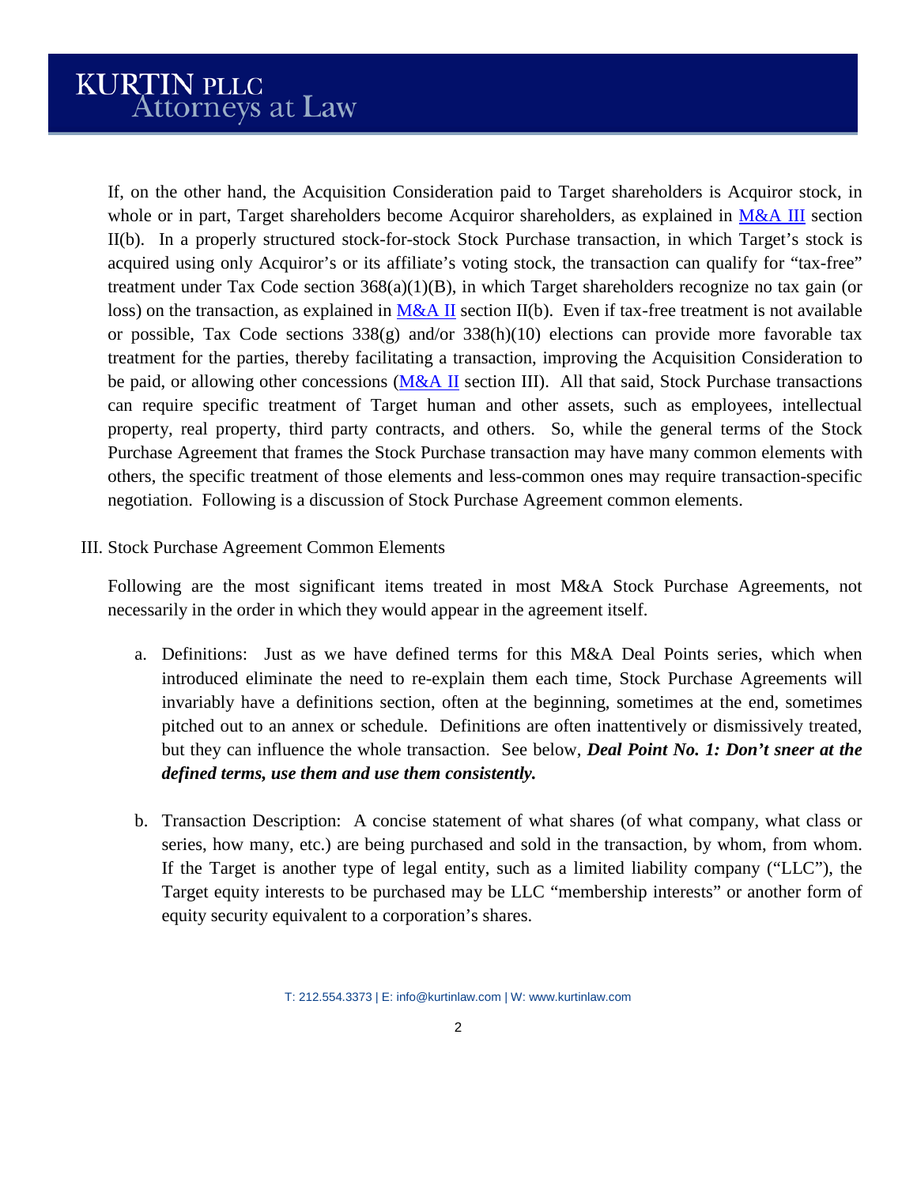If, on the other hand, the Acquisition Consideration paid to Target shareholders is Acquiror stock, in whole or in part, Target shareholders become Acquiror shareholders, as explained in M&A III section II(b). In a properly structured stock-for-stock Stock Purchase transaction, in which Target's stock is acquired using only Acquiror's or its affiliate's voting stock, the transaction can qualify for "tax-free" treatment under Tax Code section 368(a)(1)(B), in which Target shareholders recognize no tax gain (or loss) on the transaction, as explained in M&A II section II(b). Even if tax-free treatment is not available or possible, Tax Code sections 338(g) and/or 338(h)(10) elections can provide more favorable tax treatment for the parties, thereby facilitating a transaction, improving the Acquisition Consideration to be paid, or allowing other concessions (M&A II section III). All that said, Stock Purchase transactions can require specific treatment of Target human and other assets, such as employees, intellectual property, real property, third party contracts, and others. So, while the general terms of the Stock Purchase Agreement that frames the Stock Purchase transaction may have many common elements with others, the specific treatment of those elements and less-common ones may require transaction-specific negotiation. Following is a discussion of Stock Purchase Agreement common elements.

## III. Stock Purchase Agreement Common Elements

Following are the most significant items treated in most M&A Stock Purchase Agreements, not necessarily in the order in which they would appear in the agreement itself.

a. Definitions: Just as we have defined terms for this M&A Deal Points series, which when introduced eliminate the need to re-explain them each time, Stock Purchase Agreements will invariably have a definitions section, often at the beginning, sometimes at the end, sometimes pitched out to an annex or schedule. Definitions are often inattentively or dismissively treated, but they can influence the whole transaction. See below, ***Deal Point No. 1: Don't sneer at the defined terms, use them and use them consistently.***

b. Transaction Description: A concise statement of what shares (of what company, what class or series, how many, etc.) are being purchased and sold in the transaction, by whom, from whom. If the Target is another type of legal entity, such as a limited liability company ("LLC"), the Target equity interests to be purchased may be LLC "membership interests" or another form of equity security equivalent to a corporation's shares.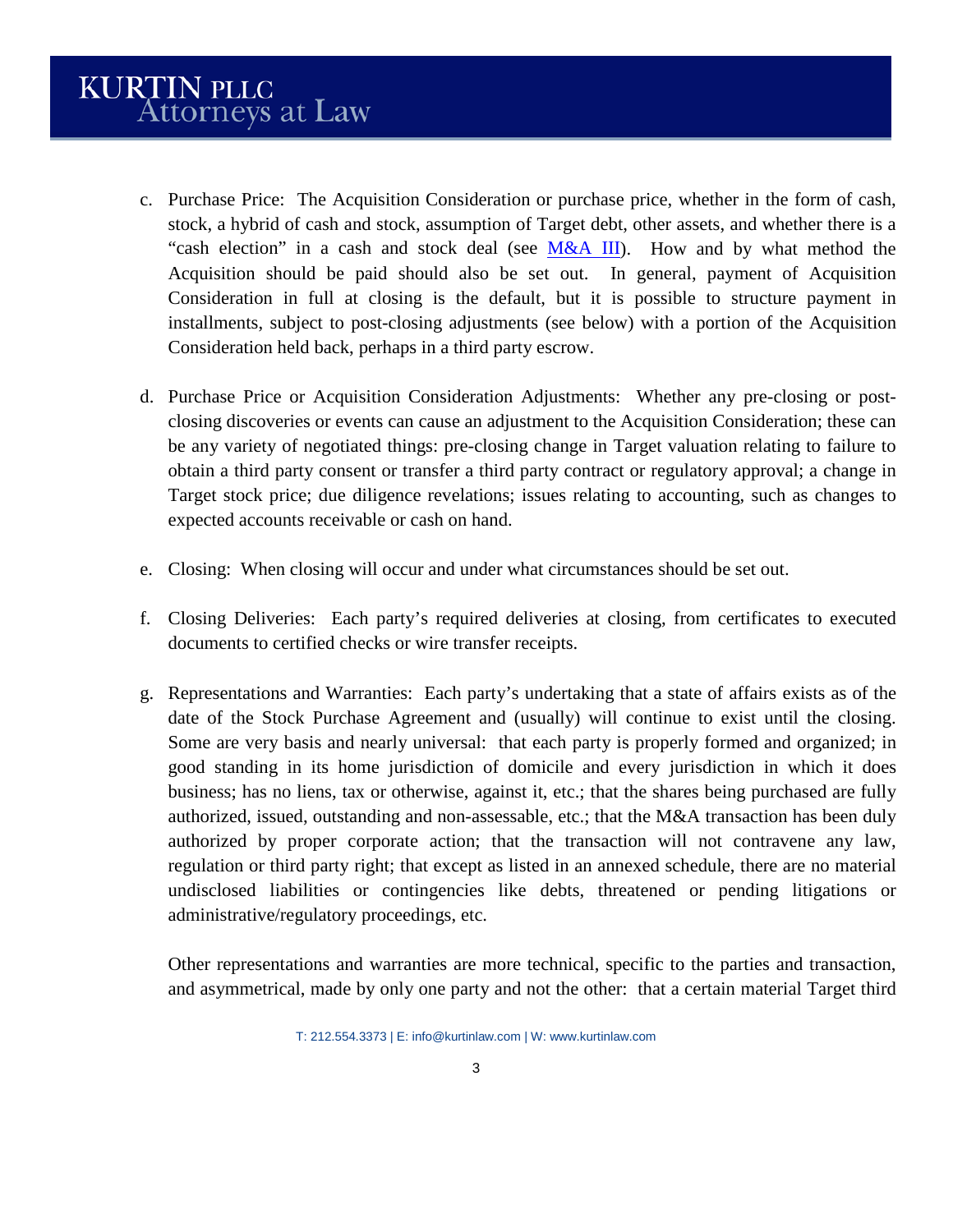c. Purchase Price: The Acquisition Consideration or purchase price, whether in the form of cash, stock, a hybrid of cash and stock, assumption of Target debt, other assets, and whether there is a "cash election" in a cash and stock deal (see [M&A III](M&A III)). How and by what method the Acquisition should be paid should also be set out. In general, payment of Acquisition Consideration in full at closing is the default, but it is possible to structure payment in installments, subject to post-closing adjustments (see below) with a portion of the Acquisition Consideration held back, perhaps in a third party escrow.

d. Purchase Price or Acquisition Consideration Adjustments: Whether any pre-closing or post-closing discoveries or events can cause an adjustment to the Acquisition Consideration; these can be any variety of negotiated things: pre-closing change in Target valuation relating to failure to obtain a third party consent or transfer a third party contract or regulatory approval; a change in Target stock price; due diligence revelations; issues relating to accounting, such as changes to expected accounts receivable or cash on hand.

e. Closing: When closing will occur and under what circumstances should be set out.

f. Closing Deliveries: Each party's required deliveries at closing, from certificates to executed documents to certified checks or wire transfer receipts.

g. Representations and Warranties: Each party's undertaking that a state of affairs exists as of the date of the Stock Purchase Agreement and (usually) will continue to exist until the closing. Some are very basis and nearly universal: that each party is properly formed and organized; in good standing in its home jurisdiction of domicile and every jurisdiction in which it does business; has no liens, tax or otherwise, against it, etc.; that the shares being purchased are fully authorized, issued, outstanding and non-assessable, etc.; that the M&A transaction has been duly authorized by proper corporate action; that the transaction will not contravene any law, regulation or third party right; that except as listed in an annexed schedule, there are no material undisclosed liabilities or contingencies like debts, threatened or pending litigations or administrative/regulatory proceedings, etc.

   Other representations and warranties are more technical, specific to the parties and transaction, and asymmetrical, made by only one party and not the other: that a certain material Target third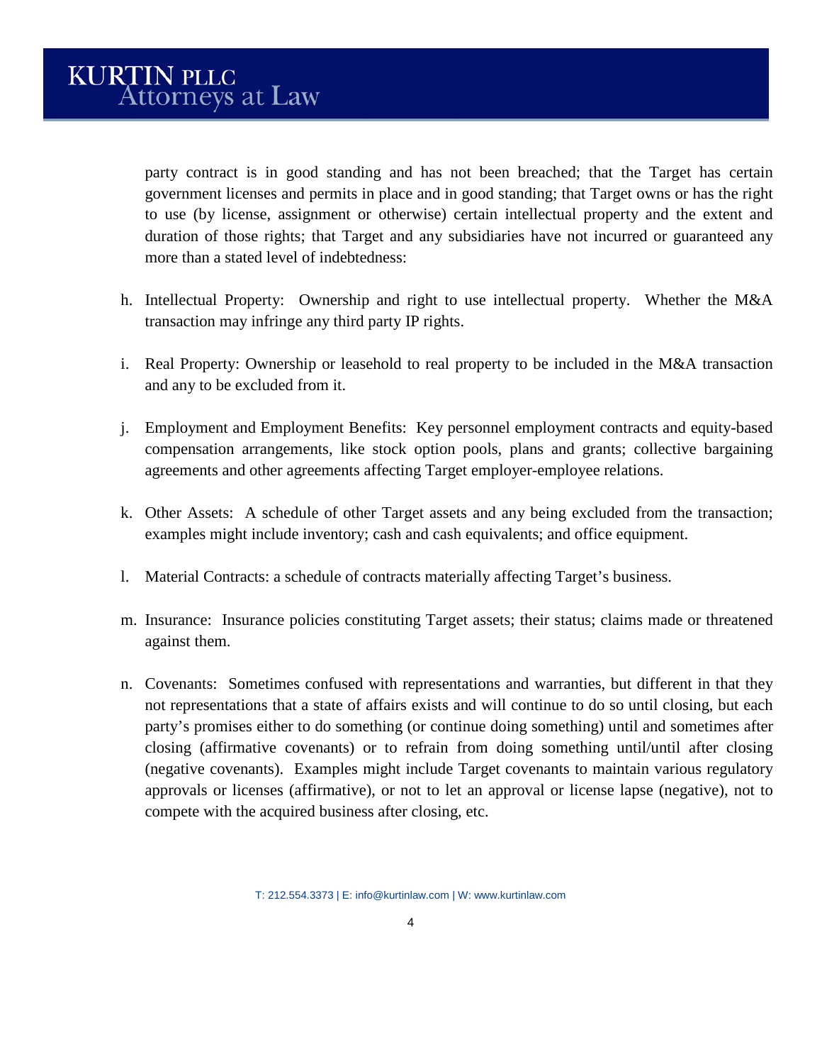party contract is in good standing and has not been breached; that the Target has certain government licenses and permits in place and in good standing; that Target owns or has the right to use (by license, assignment or otherwise) certain intellectual property and the extent and duration of those rights; that Target and any subsidiaries have not incurred or guaranteed any more than a stated level of indebtedness:

h. Intellectual Property: Ownership and right to use intellectual property. Whether the M&A transaction may infringe any third party IP rights.

i. Real Property: Ownership or leasehold to real property to be included in the M&A transaction and any to be excluded from it.

j. Employment and Employment Benefits: Key personnel employment contracts and equity-based compensation arrangements, like stock option pools, plans and grants; collective bargaining agreements and other agreements affecting Target employer-employee relations.

k. Other Assets: A schedule of other Target assets and any being excluded from the transaction; examples might include inventory; cash and cash equivalents; and office equipment.

l. Material Contracts: a schedule of contracts materially affecting Target's business.

m. Insurance: Insurance policies constituting Target assets; their status; claims made or threatened against them.

n. Covenants: Sometimes confused with representations and warranties, but different in that they not representations that a state of affairs exists and will continue to do so until closing, but each party's promises either to do something (or continue doing something) until and sometimes after closing (affirmative covenants) or to refrain from doing something until/until after closing (negative covenants). Examples might include Target covenants to maintain various regulatory approvals or licenses (affirmative), or not to let an approval or license lapse (negative), not to compete with the acquired business after closing, etc.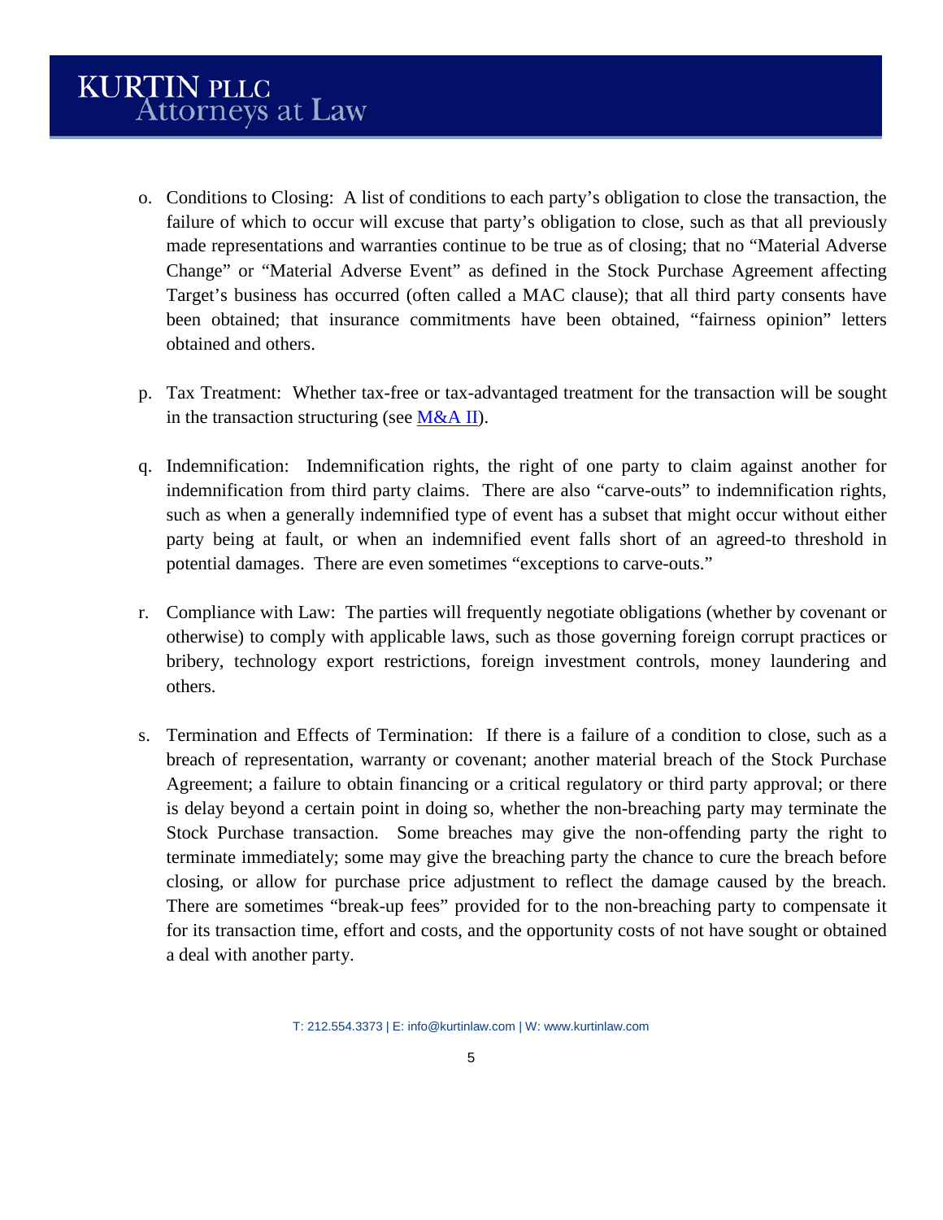o. Conditions to Closing: A list of conditions to each party's obligation to close the transaction, the failure of which to occur will excuse that party's obligation to close, such as that all previously made representations and warranties continue to be true as of closing; that no "Material Adverse Change" or "Material Adverse Event" as defined in the Stock Purchase Agreement affecting Target's business has occurred (often called a MAC clause); that all third party consents have been obtained; that insurance commitments have been obtained, "fairness opinion" letters obtained and others.

p. Tax Treatment: Whether tax-free or tax-advantaged treatment for the transaction will be sought in the transaction structuring (see M&A II).

q. Indemnification: Indemnification rights, the right of one party to claim against another for indemnification from third party claims. There are also "carve-outs" to indemnification rights, such as when a generally indemnified type of event has a subset that might occur without either party being at fault, or when an indemnified event falls short of an agreed-to threshold in potential damages. There are even sometimes "exceptions to carve-outs."

r. Compliance with Law: The parties will frequently negotiate obligations (whether by covenant or otherwise) to comply with applicable laws, such as those governing foreign corrupt practices or bribery, technology export restrictions, foreign investment controls, money laundering and others.

s. Termination and Effects of Termination: If there is a failure of a condition to close, such as a breach of representation, warranty or covenant; another material breach of the Stock Purchase Agreement; a failure to obtain financing or a critical regulatory or third party approval; or there is delay beyond a certain point in doing so, whether the non-breaching party may terminate the Stock Purchase transaction. Some breaches may give the non-offending party the right to terminate immediately; some may give the breaching party the chance to cure the breach before closing, or allow for purchase price adjustment to reflect the damage caused by the breach. There are sometimes "break-up fees" provided for to the non-breaching party to compensate it for its transaction time, effort and costs, and the opportunity costs of not have sought or obtained a deal with another party.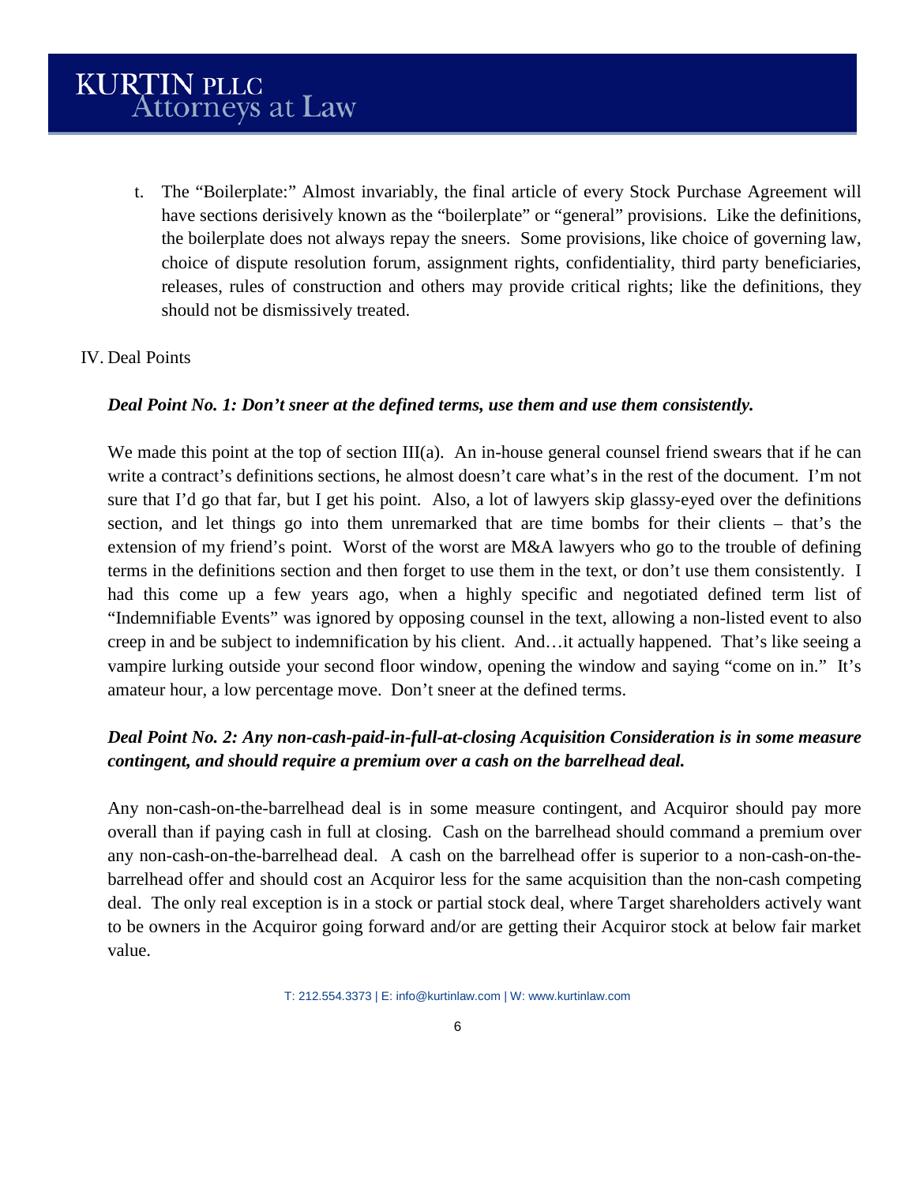t. The "Boilerplate:" Almost invariably, the final article of every Stock Purchase Agreement will have sections derisively known as the "boilerplate" or "general" provisions. Like the definitions, the boilerplate does not always repay the sneers. Some provisions, like choice of governing law, choice of dispute resolution forum, assignment rights, confidentiality, third party beneficiaries, releases, rules of construction and others may provide critical rights; like the definitions, they should not be dismissively treated.

## IV. Deal Points

***Deal Point No. 1: Don't sneer at the defined terms, use them and use them consistently.***

We made this point at the top of section III(a). An in-house general counsel friend swears that if he can write a contract's definitions sections, he almost doesn't care what's in the rest of the document. I'm not sure that I'd go that far, but I get his point. Also, a lot of lawyers skip glassy-eyed over the definitions section, and let things go into them unremarked that are time bombs for their clients – that's the extension of my friend's point. Worst of the worst are M&A lawyers who go to the trouble of defining terms in the definitions section and then forget to use them in the text, or don't use them consistently. I had this come up a few years ago, when a highly specific and negotiated defined term list of "Indemnifiable Events" was ignored by opposing counsel in the text, allowing a non-listed event to also creep in and be subject to indemnification by his client. And…it actually happened. That's like seeing a vampire lurking outside your second floor window, opening the window and saying "come on in." It's amateur hour, a low percentage move. Don't sneer at the defined terms.

***Deal Point No. 2: Any non-cash-paid-in-full-at-closing Acquisition Consideration is in some measure contingent, and should require a premium over a cash on the barrelhead deal.***

Any non-cash-on-the-barrelhead deal is in some measure contingent, and Acquiror should pay more overall than if paying cash in full at closing. Cash on the barrelhead should command a premium over any non-cash-on-the-barrelhead deal. A cash on the barrelhead offer is superior to a non-cash-on-the-barrelhead offer and should cost an Acquiror less for the same acquisition than the non-cash competing deal. The only real exception is in a stock or partial stock deal, where Target shareholders actively want to be owners in the Acquiror going forward and/or are getting their Acquiror stock at below fair market value.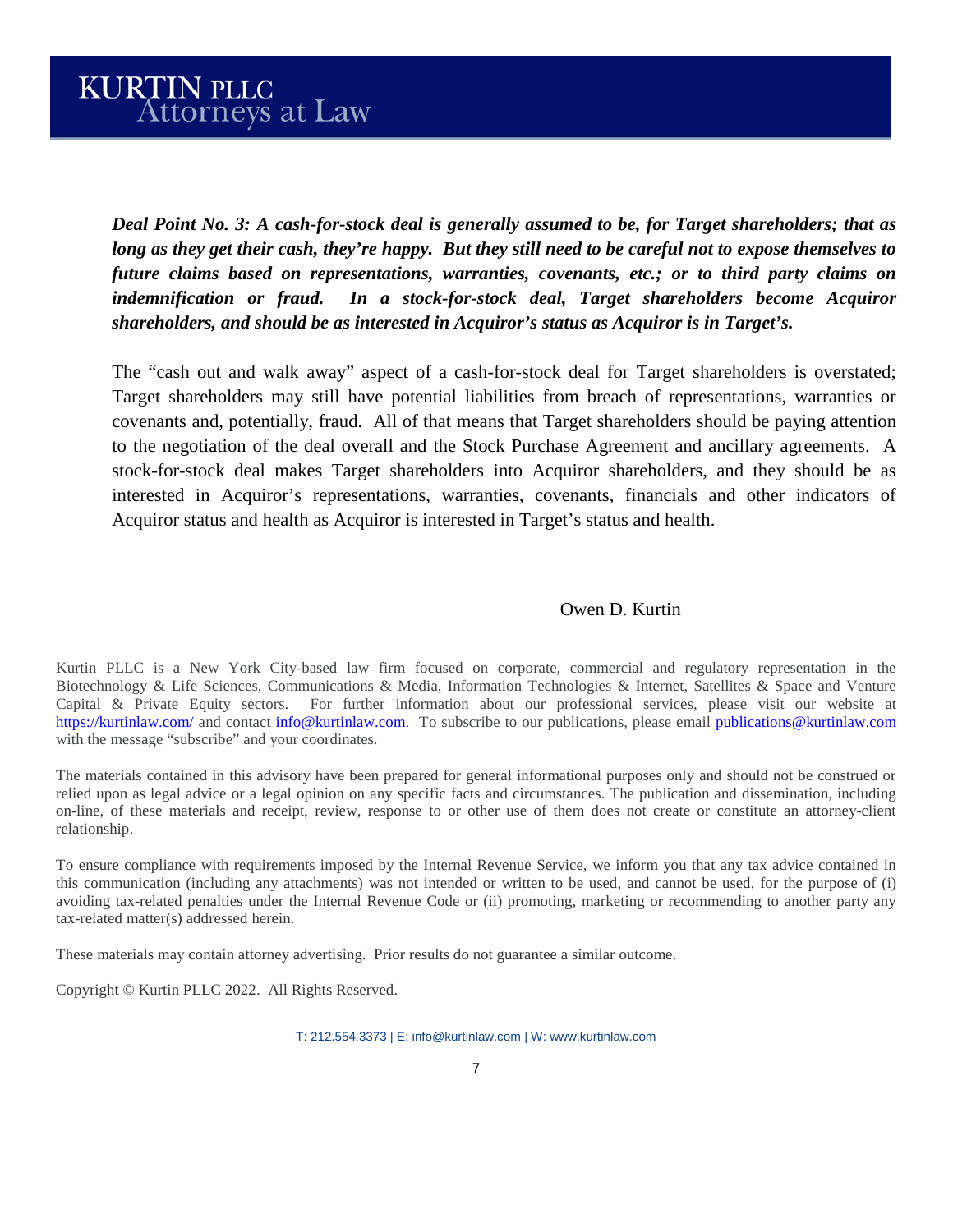***Deal Point No. 3: A cash-for-stock deal is generally assumed to be, for Target shareholders; that as long as they get their cash, they're happy. But they still need to be careful not to expose themselves to future claims based on representations, warranties, covenants, etc.; or to third party claims on indemnification or fraud. In a stock-for-stock deal, Target shareholders become Acquiror shareholders, and should be as interested in Acquiror's status as Acquiror is in Target's.***

The "cash out and walk away" aspect of a cash-for-stock deal for Target shareholders is overstated; Target shareholders may still have potential liabilities from breach of representations, warranties or covenants and, potentially, fraud. All of that means that Target shareholders should be paying attention to the negotiation of the deal overall and the Stock Purchase Agreement and ancillary agreements. A stock-for-stock deal makes Target shareholders into Acquiror shareholders, and they should be as interested in Acquiror's representations, warranties, covenants, financials and other indicators of Acquiror status and health as Acquiror is interested in Target's status and health.

Owen D. Kurtin

Kurtin PLLC is a New York City-based law firm focused on corporate, commercial and regulatory representation in the Biotechnology & Life Sciences, Communications & Media, Information Technologies & Internet, Satellites & Space and Venture Capital & Private Equity sectors. For further information about our professional services, please visit our website at https://kurtinlaw.com/ and contact info@kurtinlaw.com. To subscribe to our publications, please email publications@kurtinlaw.com with the message "subscribe" and your coordinates.

The materials contained in this advisory have been prepared for general informational purposes only and should not be construed or relied upon as legal advice or a legal opinion on any specific facts and circumstances. The publication and dissemination, including on-line, of these materials and receipt, review, response to or other use of them does not create or constitute an attorney-client relationship.

To ensure compliance with requirements imposed by the Internal Revenue Service, we inform you that any tax advice contained in this communication (including any attachments) was not intended or written to be used, and cannot be used, for the purpose of (i) avoiding tax-related penalties under the Internal Revenue Code or (ii) promoting, marketing or recommending to another party any tax-related matter(s) addressed herein.

These materials may contain attorney advertising. Prior results do not guarantee a similar outcome.

Copyright © Kurtin PLLC 2022. All Rights Reserved.